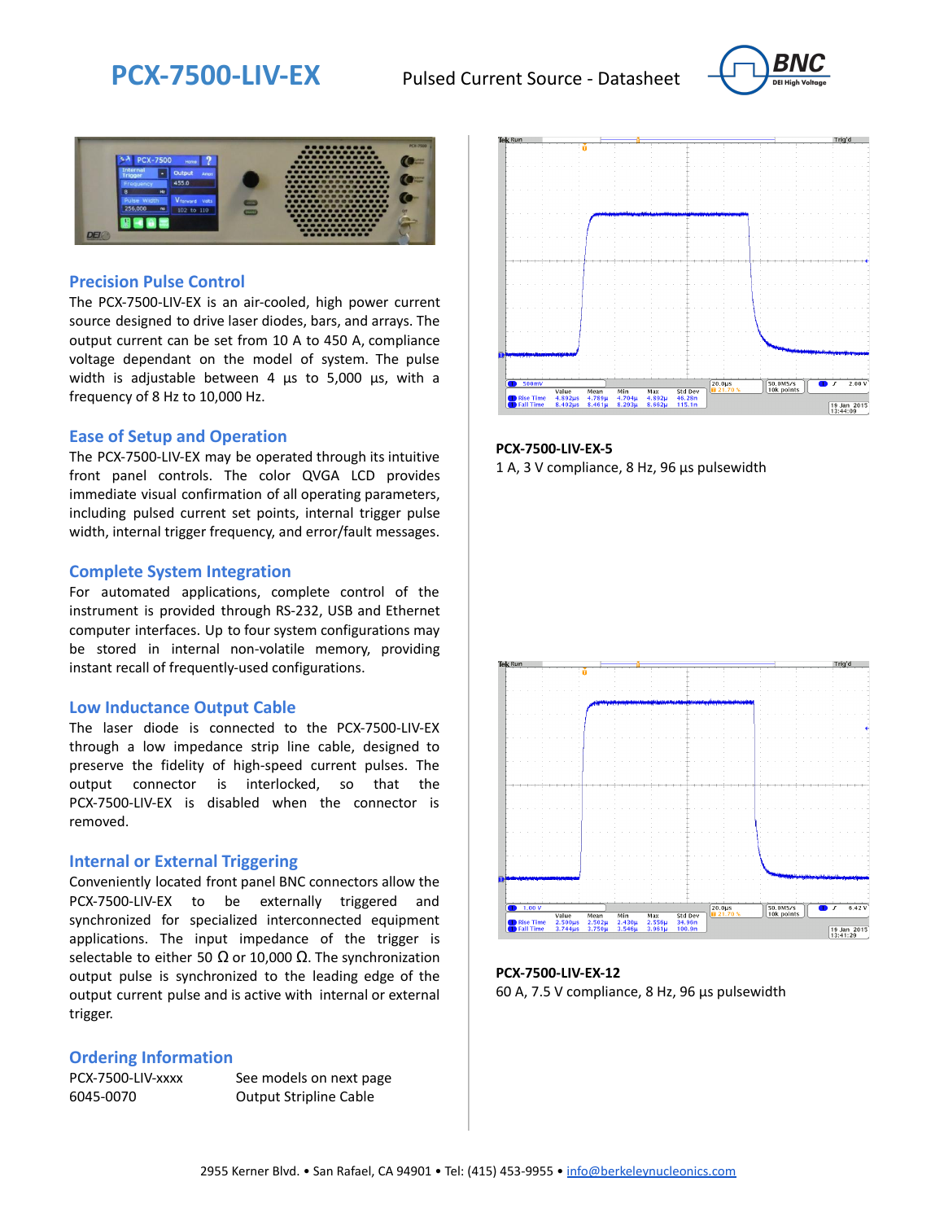# PCX-7500-LIV-EX

Pulsed Current Source - Datasheet

## Precision Pulse Control

The PCX-7500-LIV-EX is an air-cooled, high power current source designed to drive laser diodes, bars, and arrays. The output current can be set from 10 A to 450 A, compliance voltage dependant on the model of system. The pulse width is adjustable between 4 µs to 5,000 µs, with a frequency of 8 Hz to 10,000 Hz.

## Ease of Setup and Operation

The PCX-7500-LIV-EX may be operated through its intuitive front panel controls. The color QVGA LCD provides immediate visual confirmation of all operating parameters, including pulsed current set points, internal trigger pulse width, internal trigger frequency, and error/fault messages.

## Complete System Integration

For automated applications, complete control of the instrument is provided through RS-232, USB and Ethernet computer interfaces. Up to four system configurations may be stored in internal non-volatile memory, providing instant recall of frequently-used configurations.

## Low Inductance Output Cable

The laser diode is connected to the PCX-7500-LIV-EX through a low impedance strip line cable, designed to preserve the fidelity of high-speed current pulses. The output connector is interlocked, so that the PCX-7500-LIV-EX is disabled when the connector is removed.

## Internal or External Triggering

Conveniently located front panel BNC connectors allow the PCX-7500-LIV-EX to be externally triggered and synchronized for specialized interconnected equipment applications. The input impedance of the trigger is selectable to either 50 Ω or 10,000 Ω. The synchronization output pulse is synchronized to the leading edge of the output current pulse and is active with internal or external trigger.

## Ordering Information

| | |
|---|---|
| PCX-7500-LIV-xxxx | See models on next page |
| 6045-0070 | Output Stripline Cable |

**PCX-7500-LIV-EX-5**

1 A, 3 V compliance, 8 Hz, 96 µs pulsewidth

**PCX-7500-LIV-EX-12**

60 A, 7.5 V compliance, 8 Hz, 96 µs pulsewidth

2955 Kerner Blvd. • San Rafael, CA 94901 • Tel: (415) 453-9955 • info@berkeleynucleonics.com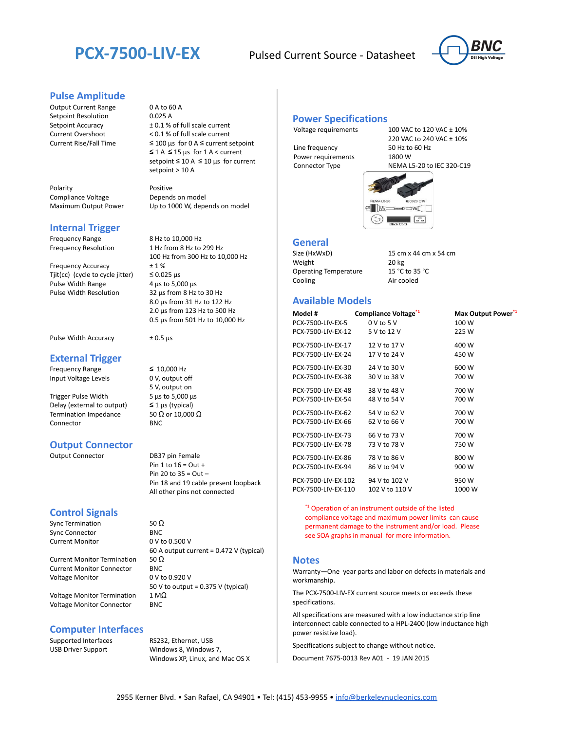# PCX-7500-LIV-EX

Pulsed Current Source - Datasheet

## Pulse Amplitude

| | |
|---|---|
| Output Current Range | 0 A to 60 A |
| Setpoint Resolution | 0.025 A |
| Setpoint Accuracy | ± 0.1 % of full scale current |
| Current Overshoot | < 0.1 % of full scale current |
| Current Rise/Fall Time | ≤ 100 µs for 0 A ≤ current setpoint ≤ 1 A ≤ 15 µs for 1 A < current setpoint ≤ 10 A ≤ 10 µs for current setpoint > 10 A |
| Polarity | Positive |
| Compliance Voltage | Depends on model |
| Maximum Output Power | Up to 1000 W, depends on model |

## Internal Trigger

| | |
|---|---|
| Frequency Range | 8 Hz to 10,000 Hz |
| Frequency Resolution | 1 Hz from 8 Hz to 299 Hz<br>100 Hz from 300 Hz to 10,000 Hz |
| Frequency Accuracy | ± 1 % |
| Tjit(cc) (cycle to cycle jitter) | ≤ 0.025 µs |
| Pulse Width Range | 4 µs to 5,000 µs |
| Pulse Width Resolution | 32 µs from 8 Hz to 30 Hz<br>8.0 µs from 31 Hz to 122 Hz<br>2.0 µs from 123 Hz to 500 Hz<br>0.5 µs from 501 Hz to 10,000 Hz |
| Pulse Width Accuracy | ± 0.5 µs |

## External Trigger

| | |
|---|---|
| Frequency Range | ≤ 10,000 Hz |
| Input Voltage Levels | 0 V, output off<br>5 V, output on |
| Trigger Pulse Width | 5 µs to 5,000 µs |
| Delay (external to output) | ≤ 1 µs (typical) |
| Termination Impedance | 50 Ω or 10,000 Ω |
| Connector | BNC |

## Output Connector

| | |
|---|---|
| Output Connector | DB37 pin Female<br>Pin 1 to 16 = Out +<br>Pin 20 to 35 = Out –<br>Pin 18 and 19 cable present loopback<br>All other pins not connected |

## Control Signals

| | |
|---|---|
| Sync Termination | 50 Ω |
| Sync Connector | BNC |
| Current Monitor | 0 V to 0.500 V<br>60 A output current = 0.472 V (typical) |
| Current Monitor Termination | 50 Ω |
| Current Monitor Connector | BNC |
| Voltage Monitor | 0 V to 0.920 V<br>50 V to output = 0.375 V (typical) |
| Voltage Monitor Termination | 1 MΩ |
| Voltage Monitor Connector | BNC |

## Computer Interfaces

| | |
|---|---|
| Supported Interfaces | RS232, Ethernet, USB |
| USB Driver Support | Windows 8, Windows 7, Windows XP, Linux, and Mac OS X |

## Power Specifications

| | |
|---|---|
| Voltage requirements | 100 VAC to 120 VAC ± 10%<br>220 VAC to 240 VAC ± 10% |
| Line frequency | 50 Hz to 60 Hz |
| Power requirements | 1800 W |
| Connector Type | NEMA L5-20 to IEC 320-C19 |

NEMA L5-20 IEC320 C19

Black Cord

## General

| | |
|---|---|
| Size (HxWxD) | 15 cm x 44 cm x 54 cm |
| Weight | 20 kg |
| Operating Temperature | 15 °C to 35 °C |
| Cooling | Air cooled |

## Available Models

| Model # | Compliance Voltage[*1] | Max Output Power[*1] |
|---|---|---|
| PCX-7500-LIV-EX-5 | 0 V to 5 V | 100 W |
| PCX-7500-LIV-EX-12 | 5 V to 12 V | 225 W |
| PCX-7500-LIV-EX-17 | 12 V to 17 V | 400 W |
| PCX-7500-LIV-EX-24 | 17 V to 24 V | 450 W |
| PCX-7500-LIV-EX-30 | 24 V to 30 V | 600 W |
| PCX-7500-LIV-EX-38 | 30 V to 38 V | 700 W |
| PCX-7500-LIV-EX-48 | 38 V to 48 V | 700 W |
| PCX-7500-LIV-EX-54 | 48 V to 54 V | 700 W |
| PCX-7500-LIV-EX-62 | 54 V to 62 V | 700 W |
| PCX-7500-LIV-EX-66 | 62 V to 66 V | 700 W |
| PCX-7500-LIV-EX-73 | 66 V to 73 V | 700 W |
| PCX-7500-LIV-EX-78 | 73 V to 78 V | 750 W |
| PCX-7500-LIV-EX-86 | 78 V to 86 V | 800 W |
| PCX-7500-LIV-EX-94 | 86 V to 94 V | 900 W |
| PCX-7500-LIV-EX-102 | 94 V to 102 V | 950 W |
| PCX-7500-LIV-EX-110 | 102 V to 110 V | 1000 W |

[*1] Operation of an instrument outside of the listed compliance voltage and maximum power limits can cause permanent damage to the instrument and/or load. Please see SOA graphs in manual for more information.

## Notes

Warranty—One year parts and labor on defects in materials and workmanship.

The PCX-7500-LIV-EX current source meets or exceeds these specifications.

All specifications are measured with a low inductance strip line interconnect cable connected to a HPL-2400 (low inductance high power resistive load).

Specifications subject to change without notice.

Document 7675-0013 Rev A01 - 19 JAN 2015

2955 Kerner Blvd. • San Rafael, CA 94901 • Tel: (415) 453-9955 • info@berkeleynucleonics.com